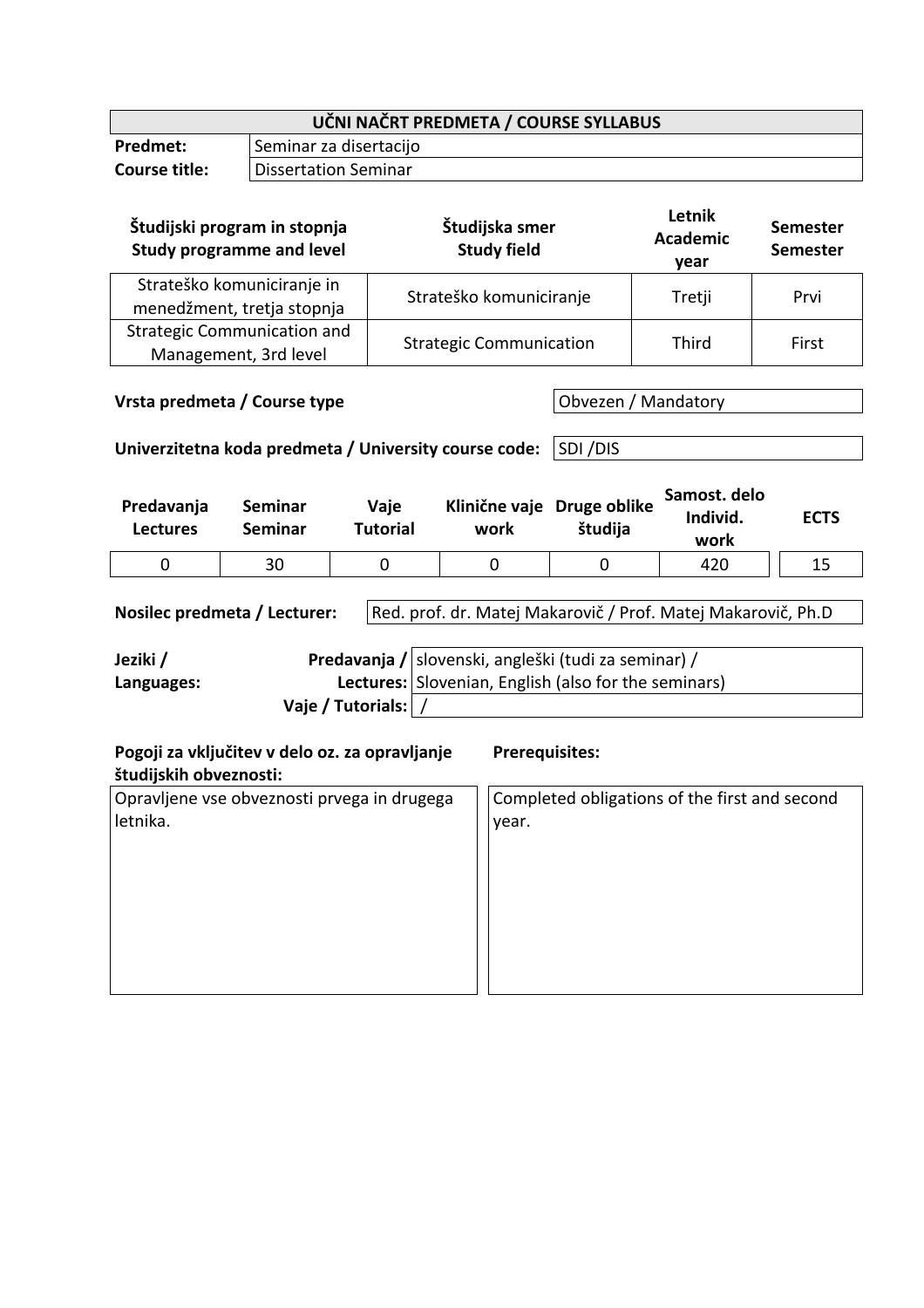| UČNI NAČRT PREDMETA / COURSE SYLLABUS | |
|---|---|
| **Predmet:** | Seminar za disertacijo |
| **Course title:** | Dissertation Seminar |

| **Študijski program in stopnja Study programme and level** | **Študijska smer Study field** | **Letnik Academic year** | **Semester Semester** |
|---|---|---|---|
| Strateško komuniciranje in menedžment, tretja stopnja | Strateško komuniciranje | Tretji | Prvi |
| Strategic Communication and Management, 3rd level | Strategic Communication | Third | First |

| | |
|---|---|
| **Vrsta predmeta / Course type** | Obvezen / Mandatory |
| **Univerzitetna koda predmeta / University course code:** | SDI /DIS |

| **Predavanja Lectures** | **Seminar Seminar** | **Vaje Tutorial** | **Klinične vaje work** | **Druge oblike študija** | **Samost. delo Individ. work** | **ECTS** |
|---|---|---|---|---|---|---|
| 0 | 30 | 0 | 0 | 0 | 420 | 15 |

| | |
|---|---|
| **Nosilec predmeta / Lecturer:** | Red. prof. dr. Matej Makarovič / Prof. Matej Makarovič, Ph.D |

| **Jeziki / Languages:** | | |
|---|---|---|
| | **Predavanja / Lectures:** | slovenski, angleški (tudi za seminar) / Slovenian, English (also for the seminars) |
| | **Vaje / Tutorials:** | / |

| **Pogoji za vključitev v delo oz. za opravljanje študijskih obveznosti:** | **Prerequisites:** |
|---|---|
| Opravljene vse obveznosti prvega in drugega letnika. | Completed obligations of the first and second year. |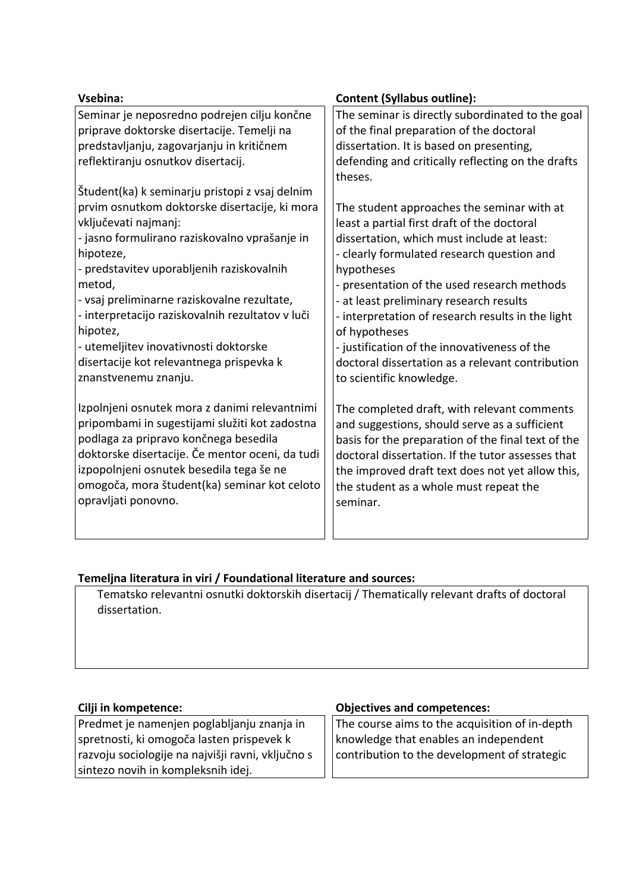| Vsebina: | Content (Syllabus outline): |
|---|---|
| Seminar je neposredno podrejen cilju končne priprave doktorske disertacije. Temelji na predstavljanju, zagovarjanju in kritičnem reflektiranju osnutkov disertacij.<br><br>Študent(ka) k seminarju pristopi z vsaj delnim prvim osnutkom doktorske disertacije, ki mora vključevati najmanj:<br>- jasno formulirano raziskovalno vprašanje in hipoteze,<br>- predstavitev uporabljenih raziskovalnih metod,<br>- vsaj preliminarne raziskovalne rezultate,<br>- interpretacijo raziskovalnih rezultatov v luči hipotez,<br>- utemeljitev inovativnosti doktorske disertacije kot relevantnega prispevka k znanstvenemu znanju.<br><br>Izpolnjeni osnutek mora z danimi relevantnimi pripombami in sugestijami služiti kot zadostna podlaga za pripravo končnega besedila doktorske disertacije. Če mentor oceni, da tudi izpopolnjeni osnutek besedila tega še ne omogoča, mora študent(ka) seminar kot celoto opravljati ponovno. | The seminar is directly subordinated to the goal of the final preparation of the doctoral dissertation. It is based on presenting, defending and critically reflecting on the drafts theses.<br><br>The student approaches the seminar with at least a partial first draft of the doctoral dissertation, which must include at least:<br>- clearly formulated research question and hypotheses<br>- presentation of the used research methods<br>- at least preliminary research results<br>- interpretation of research results in the light of hypotheses<br>- justification of the innovativeness of the doctoral dissertation as a relevant contribution to scientific knowledge.<br><br>The completed draft, with relevant comments and suggestions, should serve as a sufficient basis for the preparation of the final text of the doctoral dissertation. If the tutor assesses that the improved draft text does not yet allow this, the student as a whole must repeat the seminar. |

**Temeljna literatura in viri / Foundational literature and sources:**

Tematsko relevantni osnutki doktorskih disertacij / Thematically relevant drafts of doctoral dissertation.

| Cilji in kompetence: | Objectives and competences: |
|---|---|
| Predmet je namenjen poglabljanju znanja in spretnosti, ki omogoča lasten prispevek k razvoju sociologije na najvišji ravni, vključno s sintezo novih in kompleksnih idej. | The course aims to the acquisition of in-depth knowledge that enables an independent contribution to the development of strategic |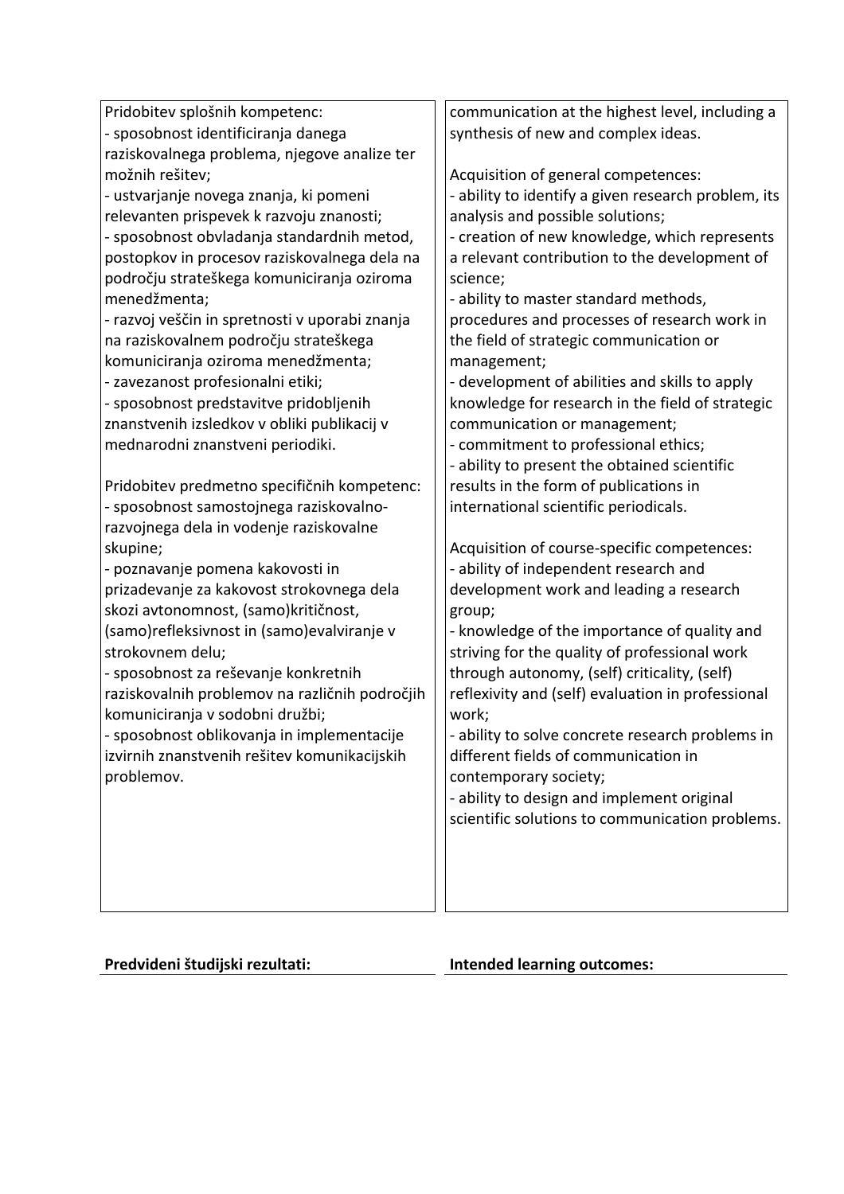| | |
|---|---|
| Pridobitev splošnih kompetenc:<br>- sposobnost identificiranja danega raziskovalnega problema, njegove analize ter možnih rešitev;<br>- ustvarjanje novega znanja, ki pomeni relevanten prispevek k razvoju znanosti;<br>- sposobnost obvladanja standardnih metod, postopkov in procesov raziskovalnega dela na področju strateškega komuniciranja oziroma menedžmenta;<br>- razvoj veščin in spretnosti v uporabi znanja na raziskovalnem področju strateškega komuniciranja oziroma menedžmenta;<br>- zavezanost profesionalni etiki;<br>- sposobnost predstavitve pridobljenih znanstvenih izsledkov v obliki publikacij v mednarodni znanstveni periodiki.<br><br>Pridobitev predmetno specifičnih kompetenc:<br>- sposobnost samostojnega raziskovalno-razvojnega dela in vodenje raziskovalne skupine;<br>- poznavanje pomena kakovosti in prizadevanje za kakovost strokovnega dela skozi avtonomnost, (samo)kritičnost, (samo)refleksivnost in (samo)evalviranje v strokovnem delu;<br>- sposobnost za reševanje konkretnih raziskovalnih problemov na različnih področjih komuniciranja v sodobni družbi;<br>- sposobnost oblikovanja in implementacije izvirnih znanstvenih rešitev komunikacijskih problemov. | communication at the highest level, including a synthesis of new and complex ideas.<br><br>Acquisition of general competences:<br>- ability to identify a given research problem, its analysis and possible solutions;<br>- creation of new knowledge, which represents a relevant contribution to the development of science;<br>- ability to master standard methods, procedures and processes of research work in the field of strategic communication or management;<br>- development of abilities and skills to apply knowledge for research in the field of strategic communication or management;<br>- commitment to professional ethics;<br>- ability to present the obtained scientific results in the form of publications in international scientific periodicals.<br><br>Acquisition of course-specific competences:<br>- ability of independent research and development work and leading a research group;<br>- knowledge of the importance of quality and striving for the quality of professional work through autonomy, (self) criticality, (self) reflexivity and (self) evaluation in professional work;<br>- ability to solve concrete research problems in different fields of communication in contemporary society;<br>- ability to design and implement original scientific solutions to communication problems. |

| **Predvideni študijski rezultati:** | **Intended learning outcomes:** |
|---|---|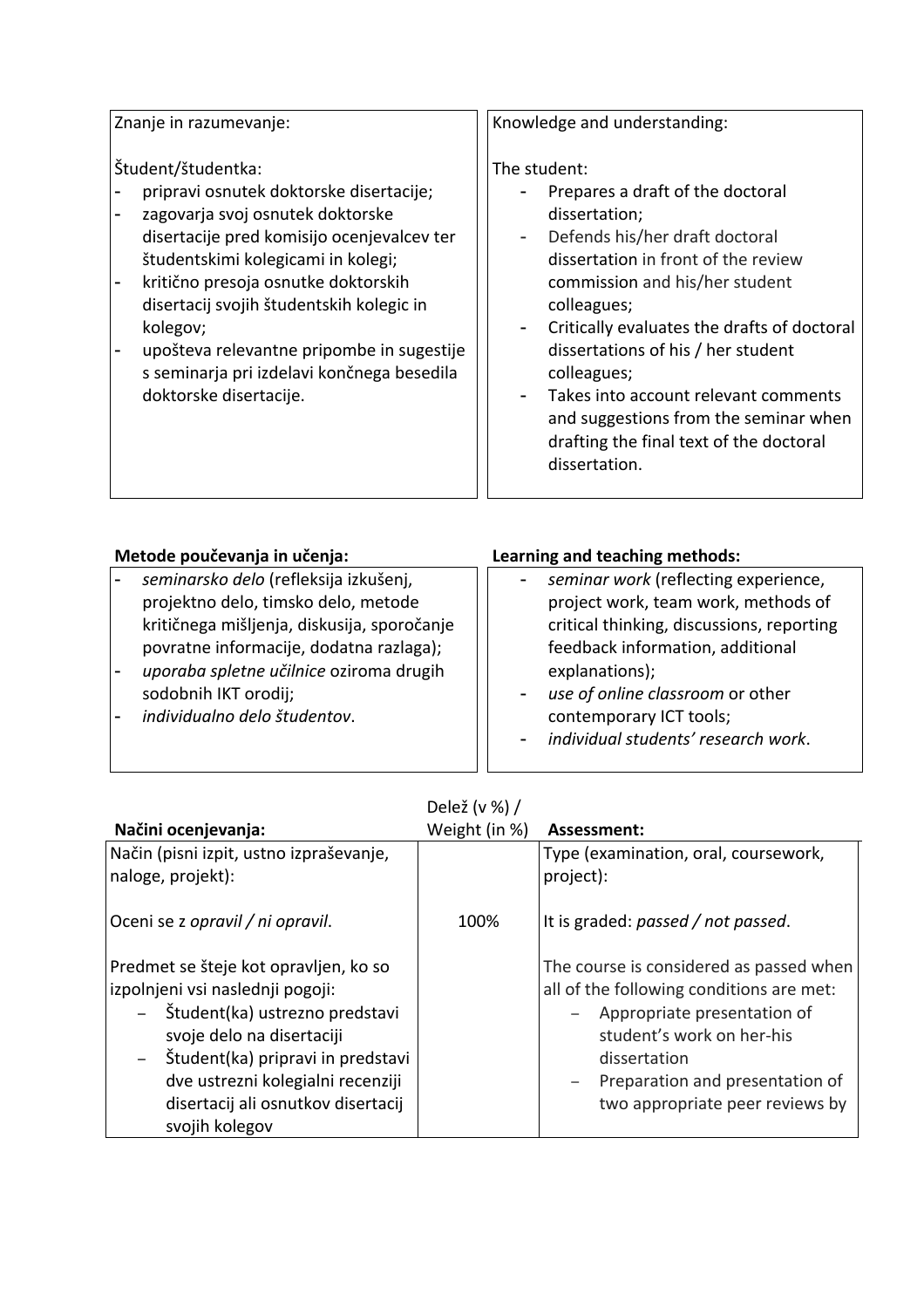| Znanje in razumevanje: | Knowledge and understanding: |
| --- | --- |
| Študent/študentka:<br>- pripravi osnutek doktorske disertacije;<br>- zagovarja svoj osnutek doktorske disertacije pred komisijo ocenjevalcev ter študentskimi kolegicami in kolegi;<br>- kritično presoja osnutke doktorskih disertacij svojih študentskih kolegic in kolegov;<br>- upošteva relevantne pripombe in sugestije s seminarja pri izdelavi končnega besedila doktorske disertacije. | The student:<br>- Prepares a draft of the doctoral dissertation;<br>- Defends his/her draft doctoral dissertation in front of the review commission and his/her student colleagues;<br>- Critically evaluates the drafts of doctoral dissertations of his / her student colleagues;<br>- Takes into account relevant comments and suggestions from the seminar when drafting the final text of the doctoral dissertation. |

| **Metode poučevanja in učenja:** | **Learning and teaching methods:** |
| --- | --- |
| - *seminarsko delo* (refleksija izkušenj, projektno delo, timsko delo, metode kritičnega mišljenja, diskusija, sporočanje povratne informacije, dodatna razlaga);<br>- *uporaba spletne učilnice* oziroma drugih sodobnih IKT orodij;<br>- *individualno delo študentov*. | - *seminar work* (reflecting experience, project work, team work, methods of critical thinking, discussions, reporting feedback information, additional explanations);<br>- *use of online classroom* or other contemporary ICT tools;<br>- *individual students' research work*. |

| **Načini ocenjevanja:** | Delež (v %) / Weight (in %) | **Assessment:** |
| --- | --- | --- |
| Način (pisni izpit, ustno izpraševanje, naloge, projekt): | | Type (examination, oral, coursework, project): |
| Oceni se z *opravil / ni opravil*. | 100% | It is graded: *passed / not passed*. |
| Predmet se šteje kot opravljen, ko so izpolnjeni vsi naslednji pogoji:<br>– Študent(ka) ustrezno predstavi svoje delo na disertaciji<br>– Študent(ka) pripravi in predstavi dve ustrezni kolegialni recenziji disertacij ali osnutkov disertacij svojih kolegov | | The course is considered as passed when all of the following conditions are met:<br>– Appropriate presentation of student's work on her-his dissertation<br>– Preparation and presentation of two appropriate peer reviews by |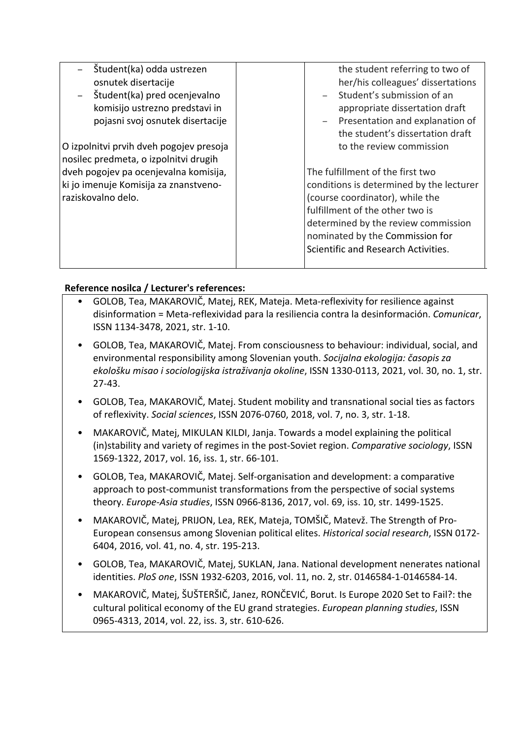| | | |
|---|---|---|
| – Študent(ka) odda ustrezen osnutek disertacije<br>– Študent(ka) pred ocenjevalno komisijo ustrezno predstavi in pojasni svoj osnutek disertacije<br><br>O izpolnitvi prvih dveh pogojev presoja nosilec predmeta, o izpolnitvi drugih dveh pogojev pa ocenjevalna komisija, ki jo imenuje Komisija za znanstveno-raziskovalno delo. | | the student referring to two of her/his colleagues' dissertations<br>– Student's submission of an appropriate dissertation draft<br>– Presentation and explanation of the student's dissertation draft to the review commission<br><br>The fulfillment of the first two conditions is determined by the lecturer (course coordinator), while the fulfillment of the other two is determined by the review commission nominated by the Commission for Scientific and Research Activities. |

**Reference nosilca / Lecturer's references:**

- GOLOB, Tea, MAKAROVIČ, Matej, REK, Mateja. Meta-reflexivity for resilience against disinformation = Meta-reflexividad para la resiliencia contra la desinformación. *Comunicar*, ISSN 1134-3478, 2021, str. 1-10.
- GOLOB, Tea, MAKAROVIČ, Matej. From consciousness to behaviour: individual, social, and environmental responsibility among Slovenian youth. *Socijalna ekologija: časopis za ekološku misao i sociologijska istraživanja okoline*, ISSN 1330-0113, 2021, vol. 30, no. 1, str. 27-43.
- GOLOB, Tea, MAKAROVIČ, Matej. Student mobility and transnational social ties as factors of reflexivity. *Social sciences*, ISSN 2076-0760, 2018, vol. 7, no. 3, str. 1-18.
- MAKAROVIČ, Matej, MIKULAN KILDI, Janja. Towards a model explaining the political (in)stability and variety of regimes in the post-Soviet region. *Comparative sociology*, ISSN 1569-1322, 2017, vol. 16, iss. 1, str. 66-101.
- GOLOB, Tea, MAKAROVIČ, Matej. Self-organisation and development: a comparative approach to post-communist transformations from the perspective of social systems theory. *Europe-Asia studies*, ISSN 0966-8136, 2017, vol. 69, iss. 10, str. 1499-1525.
- MAKAROVIČ, Matej, PRIJON, Lea, REK, Mateja, TOMŠIČ, Matevž. The Strength of Pro-European consensus among Slovenian political elites. *Historical social research*, ISSN 0172-6404, 2016, vol. 41, no. 4, str. 195-213.
- GOLOB, Tea, MAKAROVIČ, Matej, SUKLAN, Jana. National development nenerates national identities. *PloS one*, ISSN 1932-6203, 2016, vol. 11, no. 2, str. 0146584-1-0146584-14.
- MAKAROVIČ, Matej, ŠUŠTERŠIČ, Janez, RONČEVIĆ, Borut. Is Europe 2020 Set to Fail?: the cultural political economy of the EU grand strategies. *European planning studies*, ISSN 0965-4313, 2014, vol. 22, iss. 3, str. 610-626.